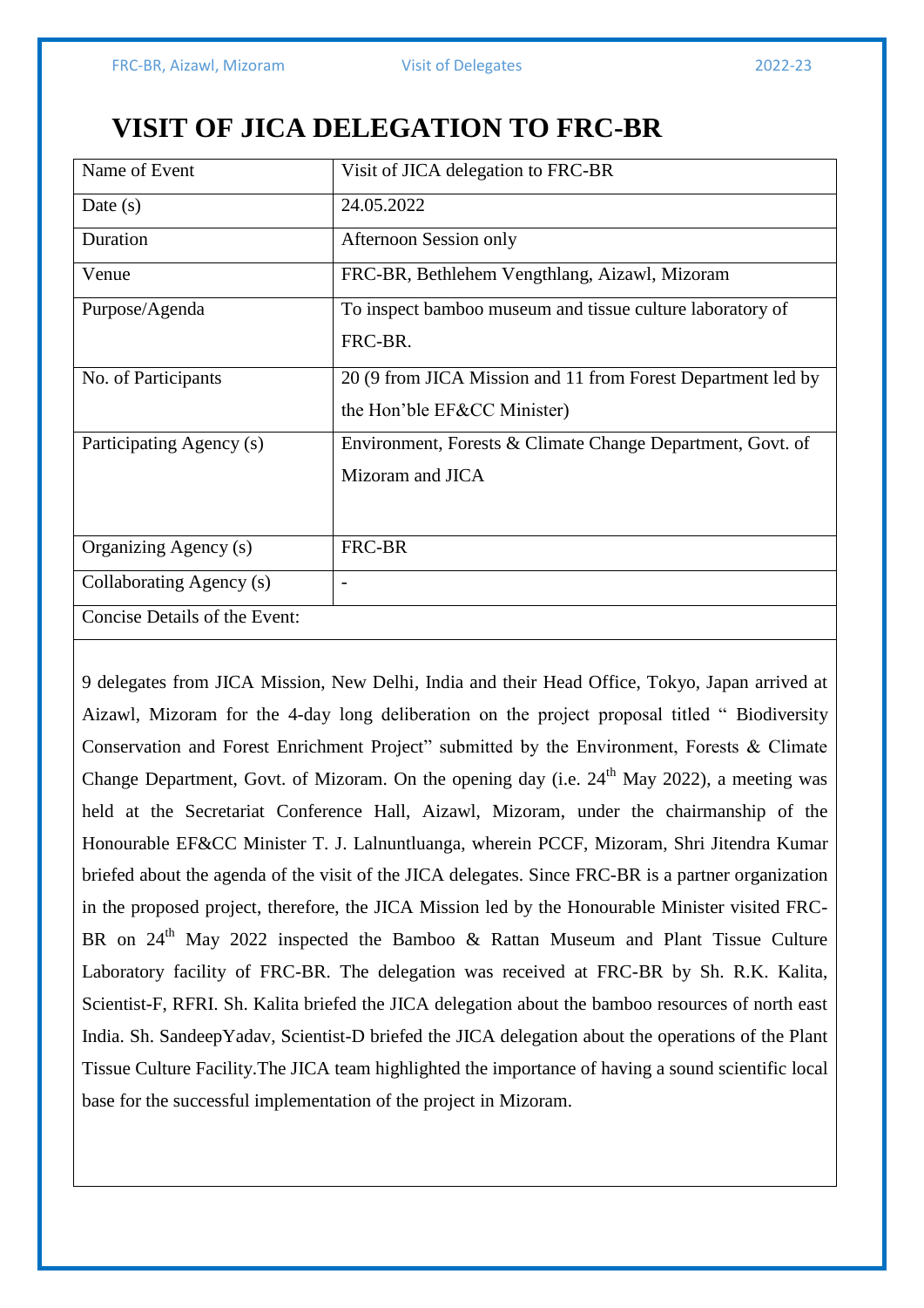# VISIT OF JICA DELEGATION TO FRC-BR

| Name of Event | Visit of JICA delegation to FRC-BR |
|---|---|
| Date (s) | 24.05.2022 |
| Duration | Afternoon Session only |
| Venue | FRC-BR, Bethlehem Vengthlang, Aizawl, Mizoram |
| Purpose/Agenda | To inspect bamboo museum and tissue culture laboratory of FRC-BR. |
| No. of Participants | 20 (9 from JICA Mission and 11 from Forest Department led by the Hon'ble EF&CC Minister) |
| Participating Agency (s) | Environment, Forests & Climate Change Department, Govt. of Mizoram and JICA |
| Organizing Agency (s) | FRC-BR |
| Collaborating Agency (s) | - |

Concise Details of the Event:

9 delegates from JICA Mission, New Delhi, India and their Head Office, Tokyo, Japan arrived at Aizawl, Mizoram for the 4-day long deliberation on the project proposal titled " Biodiversity Conservation and Forest Enrichment Project" submitted by the Environment, Forests & Climate Change Department, Govt. of Mizoram. On the opening day (i.e. 24th May 2022), a meeting was held at the Secretariat Conference Hall, Aizawl, Mizoram, under the chairmanship of the Honourable EF&CC Minister T. J. Lalnuntluanga, wherein PCCF, Mizoram, Shri Jitendra Kumar briefed about the agenda of the visit of the JICA delegates. Since FRC-BR is a partner organization in the proposed project, therefore, the JICA Mission led by the Honourable Minister visited FRC-BR on 24th May 2022 inspected the Bamboo & Rattan Museum and Plant Tissue Culture Laboratory facility of FRC-BR. The delegation was received at FRC-BR by Sh. R.K. Kalita, Scientist-F, RFRI. Sh. Kalita briefed the JICA delegation about the bamboo resources of north east India. Sh. SandeepYadav, Scientist-D briefed the JICA delegation about the operations of the Plant Tissue Culture Facility.The JICA team highlighted the importance of having a sound scientific local base for the successful implementation of the project in Mizoram.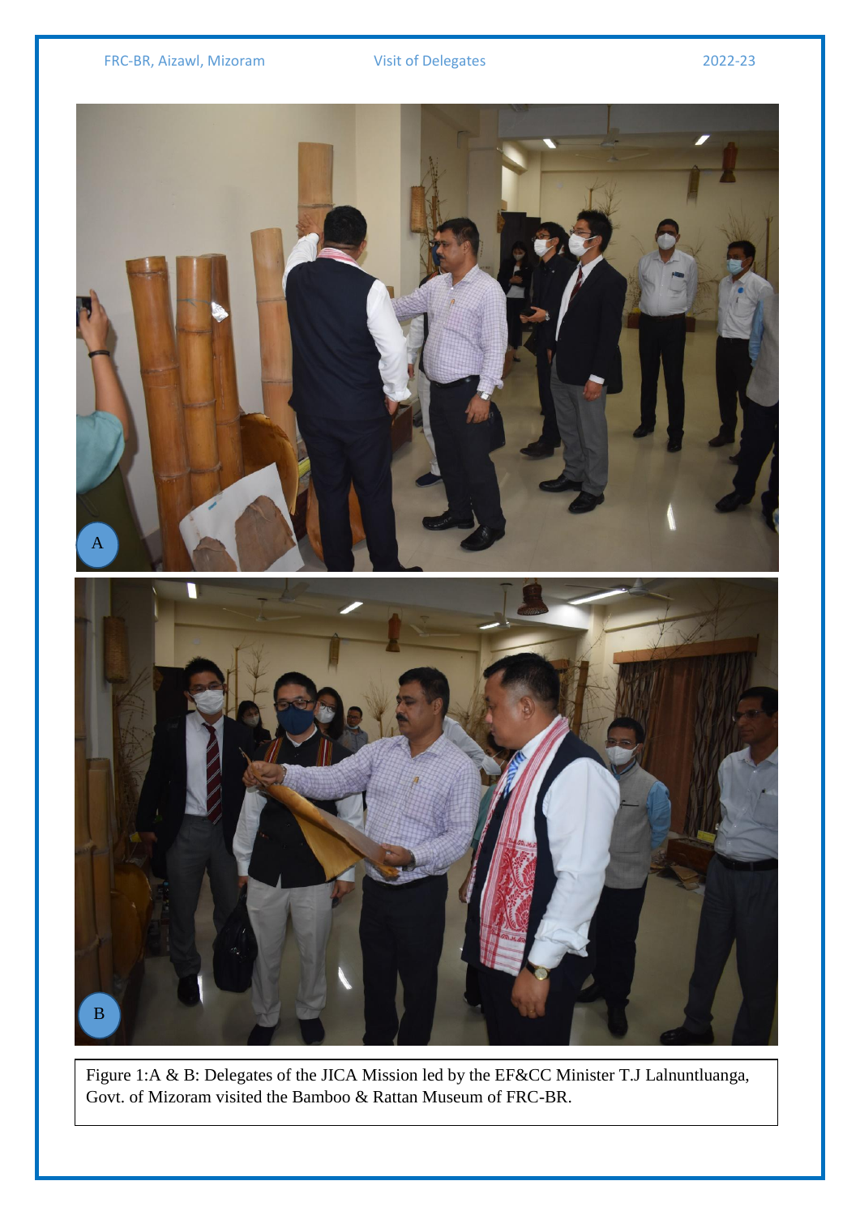Figure 1:A & B: Delegates of the JICA Mission led by the EF&CC Minister T.J Lalnuntluanga, Govt. of Mizoram visited the Bamboo & Rattan Museum of FRC-BR.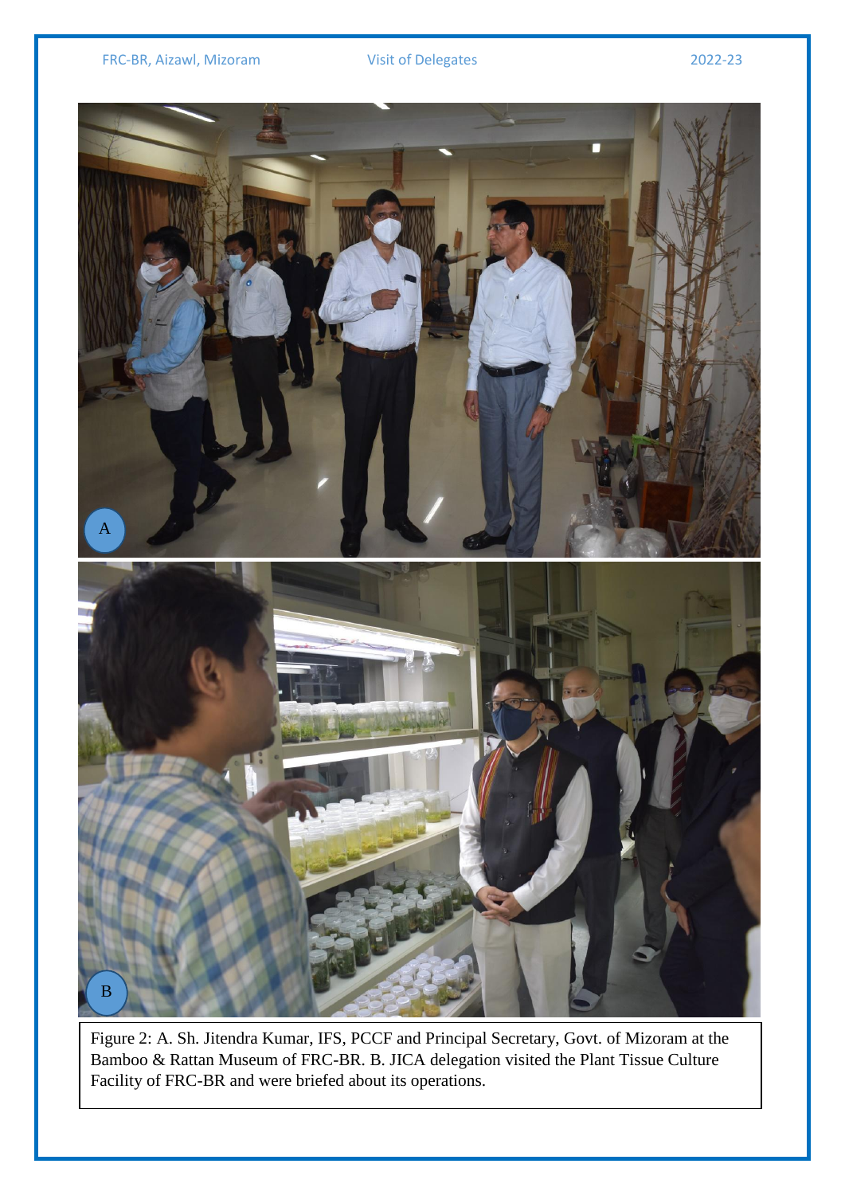Figure 2: A. Sh. Jitendra Kumar, IFS, PCCF and Principal Secretary, Govt. of Mizoram at the Bamboo & Rattan Museum of FRC-BR. B. JICA delegation visited the Plant Tissue Culture Facility of FRC-BR and were briefed about its operations.